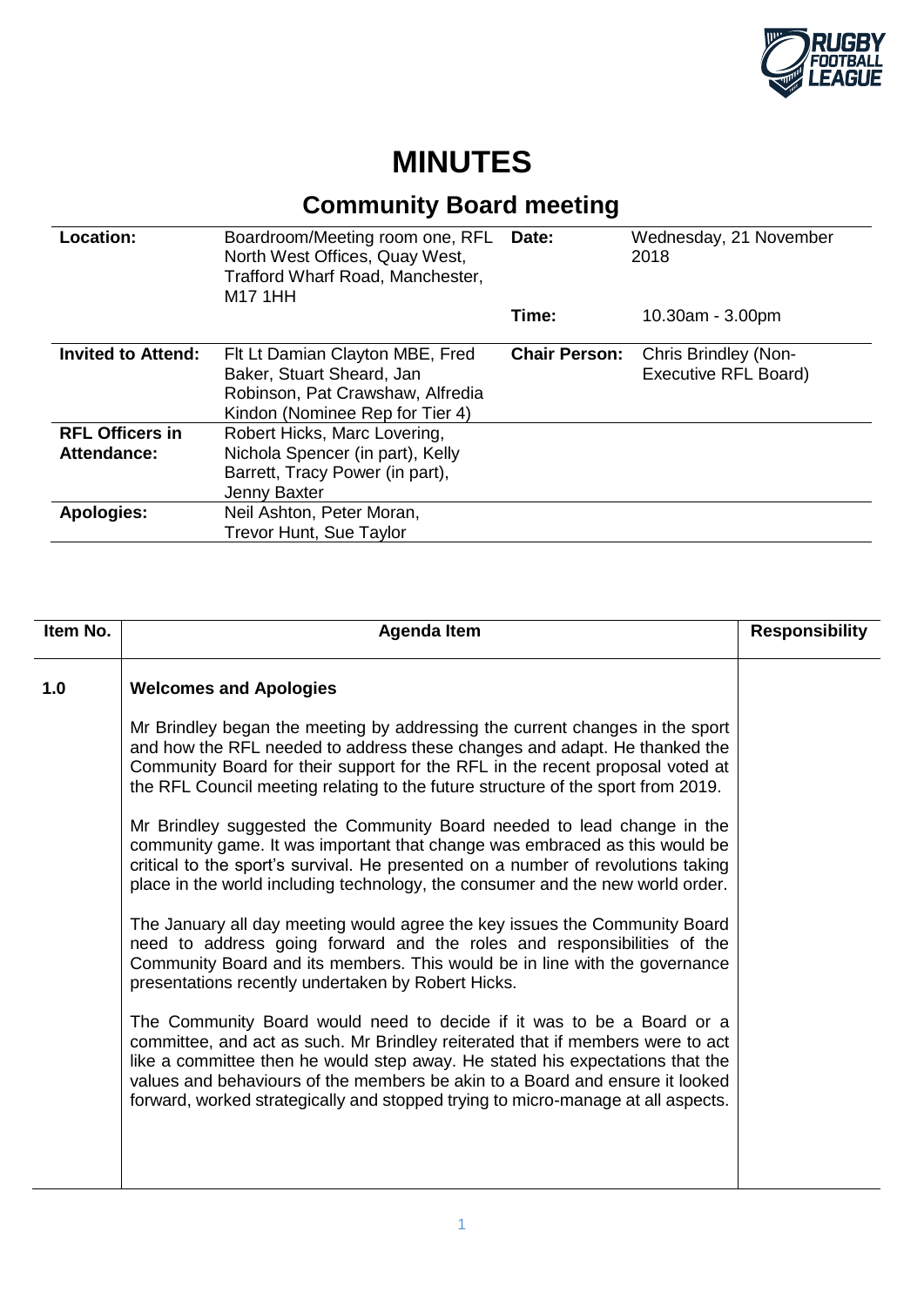# MINUTES

## Community Board meeting

| | | | |
|---|---|---|---|
| **Location:** | Boardroom/Meeting room one, RFL North West Offices, Quay West, Trafford Wharf Road, Manchester, M17 1HH | **Date:** | Wednesday, 21 November 2018 |
| | | **Time:** | 10.30am - 3.00pm |
| **Invited to Attend:** | Flt Lt Damian Clayton MBE, Fred Baker, Stuart Sheard, Jan Robinson, Pat Crawshaw, Alfredia Kindon (Nominee Rep for Tier 4) | **Chair Person:** | Chris Brindley (Non-Executive RFL Board) |
| **RFL Officers in Attendance:** | Robert Hicks, Marc Lovering, Nichola Spencer (in part), Kelly Barrett, Tracy Power (in part), Jenny Baxter | | |
| **Apologies:** | Neil Ashton, Peter Moran, Trevor Hunt, Sue Taylor | | |

| Item No. | Agenda Item | Responsibility |
|---|---|---|
| 1.0 | **Welcomes and Apologies**<br><br>Mr Brindley began the meeting by addressing the current changes in the sport and how the RFL needed to address these changes and adapt. He thanked the Community Board for their support for the RFL in the recent proposal voted at the RFL Council meeting relating to the future structure of the sport from 2019.<br><br>Mr Brindley suggested the Community Board needed to lead change in the community game. It was important that change was embraced as this would be critical to the sport's survival. He presented on a number of revolutions taking place in the world including technology, the consumer and the new world order.<br><br>The January all day meeting would agree the key issues the Community Board need to address going forward and the roles and responsibilities of the Community Board and its members. This would be in line with the governance presentations recently undertaken by Robert Hicks.<br><br>The Community Board would need to decide if it was to be a Board or a committee, and act as such. Mr Brindley reiterated that if members were to act like a committee then he would step away. He stated his expectations that the values and behaviours of the members be akin to a Board and ensure it looked forward, worked strategically and stopped trying to micro-manage at all aspects. | |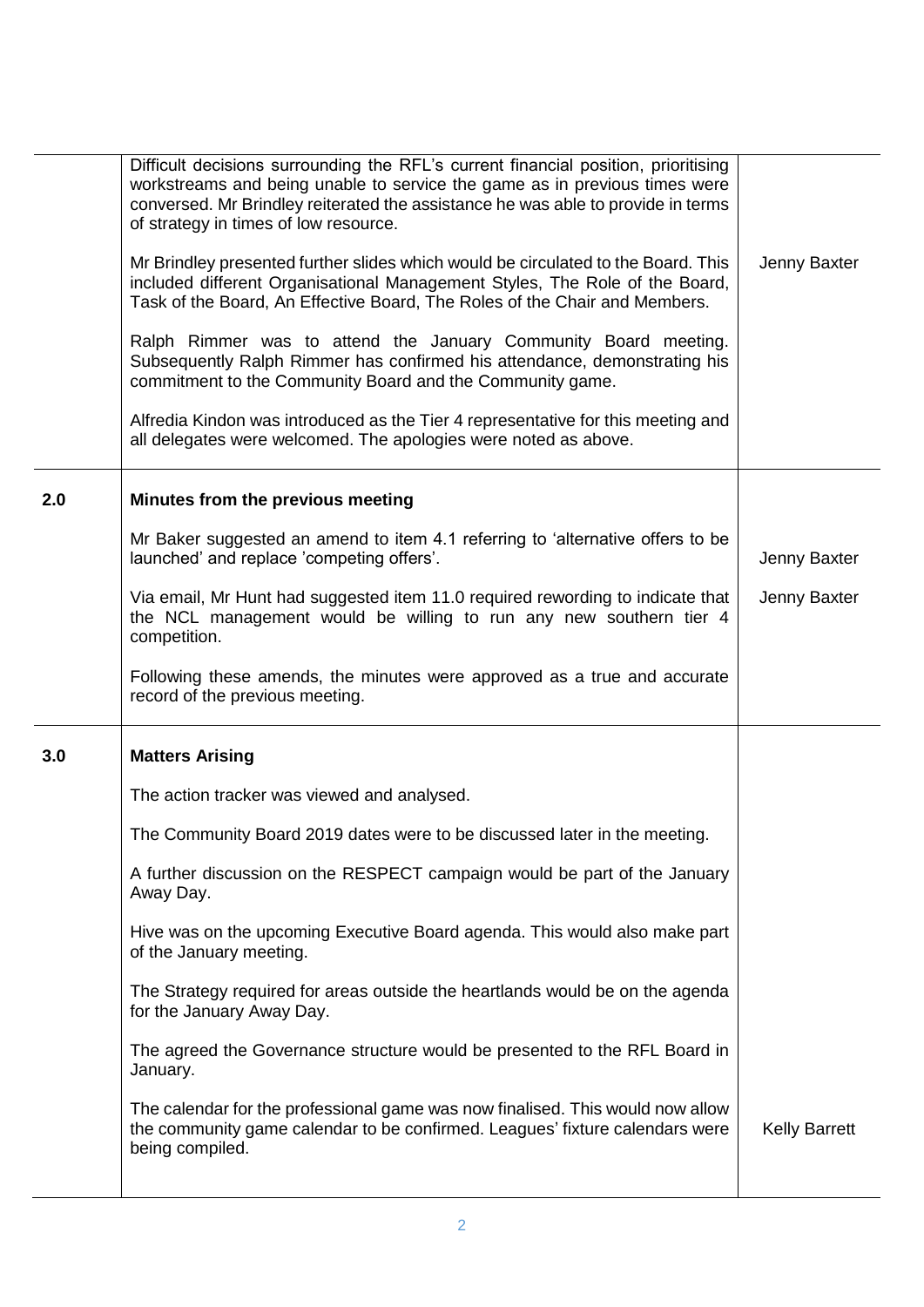| | | |
|---|---|---|
| | Difficult decisions surrounding the RFL's current financial position, prioritising workstreams and being unable to service the game as in previous times were conversed. Mr Brindley reiterated the assistance he was able to provide in terms of strategy in times of low resource.<br><br>Mr Brindley presented further slides which would be circulated to the Board. This included different Organisational Management Styles, The Role of the Board, Task of the Board, An Effective Board, The Roles of the Chair and Members.<br><br>Ralph Rimmer was to attend the January Community Board meeting. Subsequently Ralph Rimmer has confirmed his attendance, demonstrating his commitment to the Community Board and the Community game.<br><br>Alfredia Kindon was introduced as the Tier 4 representative for this meeting and all delegates were welcomed. The apologies were noted as above. | Jenny Baxter |
| **2.0** | **Minutes from the previous meeting**<br><br>Mr Baker suggested an amend to item 4.1 referring to 'alternative offers to be launched' and replace 'competing offers'.<br><br>Via email, Mr Hunt had suggested item 11.0 required rewording to indicate that the NCL management would be willing to run any new southern tier 4 competition.<br><br>Following these amends, the minutes were approved as a true and accurate record of the previous meeting. | Jenny Baxter<br><br>Jenny Baxter |
| **3.0** | **Matters Arising**<br><br>The action tracker was viewed and analysed.<br><br>The Community Board 2019 dates were to be discussed later in the meeting.<br><br>A further discussion on the RESPECT campaign would be part of the January Away Day.<br><br>Hive was on the upcoming Executive Board agenda. This would also make part of the January meeting.<br><br>The Strategy required for areas outside the heartlands would be on the agenda for the January Away Day.<br><br>The agreed the Governance structure would be presented to the RFL Board in January.<br><br>The calendar for the professional game was now finalised. This would now allow the community game calendar to be confirmed. Leagues' fixture calendars were being compiled. | Kelly Barrett |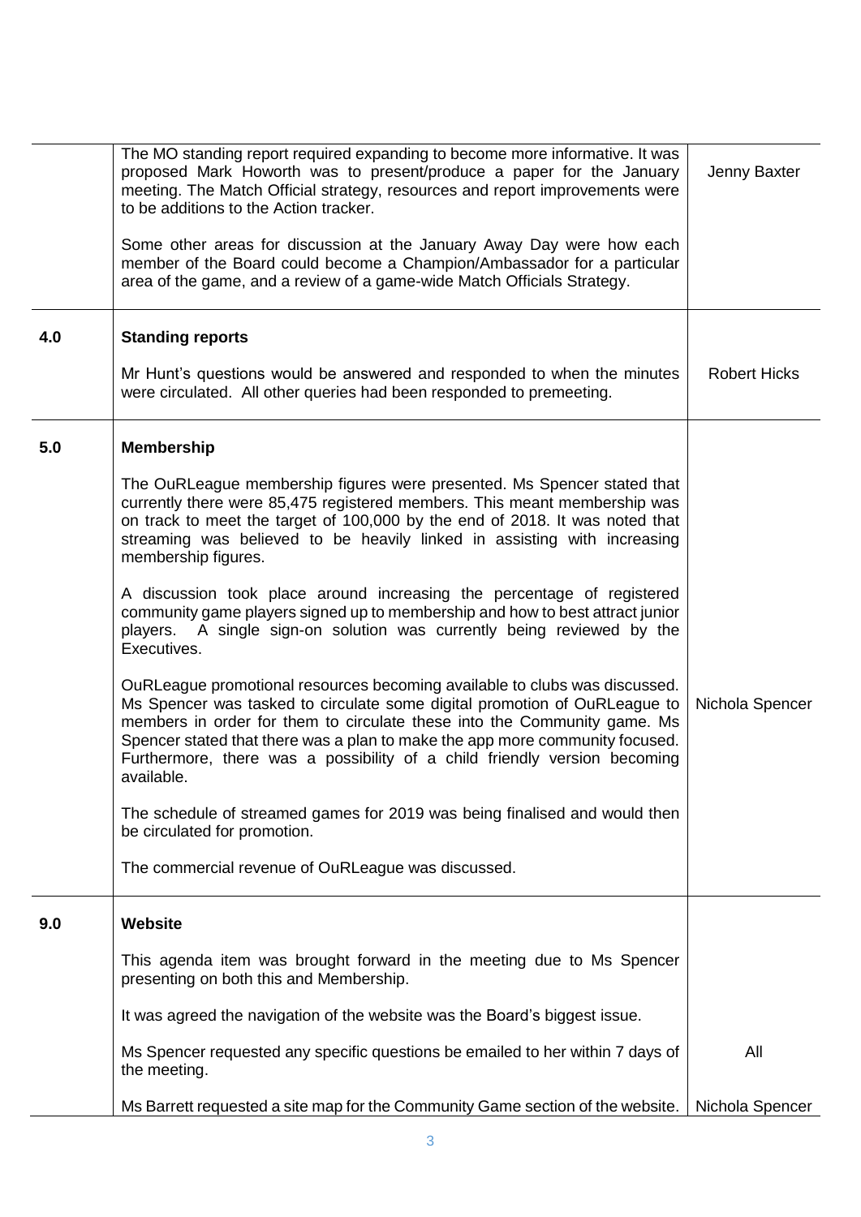| | | |
|---|---|---|
| | The MO standing report required expanding to become more informative. It was proposed Mark Howorth was to present/produce a paper for the January meeting. The Match Official strategy, resources and report improvements were to be additions to the Action tracker.<br><br>Some other areas for discussion at the January Away Day were how each member of the Board could become a Champion/Ambassador for a particular area of the game, and a review of a game-wide Match Officials Strategy. | Jenny Baxter |
| **4.0** | **Standing reports**<br><br>Mr Hunt's questions would be answered and responded to when the minutes were circulated. All other queries had been responded to premeeting. | Robert Hicks |
| **5.0** | **Membership**<br><br>The OuRLeague membership figures were presented. Ms Spencer stated that currently there were 85,475 registered members. This meant membership was on track to meet the target of 100,000 by the end of 2018. It was noted that streaming was believed to be heavily linked in assisting with increasing membership figures.<br><br>A discussion took place around increasing the percentage of registered community game players signed up to membership and how to best attract junior players. A single sign-on solution was currently being reviewed by the Executives.<br><br>OuRLeague promotional resources becoming available to clubs was discussed. Ms Spencer was tasked to circulate some digital promotion of OuRLeague to members in order for them to circulate these into the Community game. Ms Spencer stated that there was a plan to make the app more community focused. Furthermore, there was a possibility of a child friendly version becoming available.<br><br>The schedule of streamed games for 2019 was being finalised and would then be circulated for promotion.<br><br>The commercial revenue of OuRLeague was discussed. | Nichola Spencer |
| **9.0** | **Website**<br><br>This agenda item was brought forward in the meeting due to Ms Spencer presenting on both this and Membership.<br><br>It was agreed the navigation of the website was the Board's biggest issue.<br><br>Ms Spencer requested any specific questions be emailed to her within 7 days of the meeting.<br><br>Ms Barrett requested a site map for the Community Game section of the website. | All<br><br>Nichola Spencer |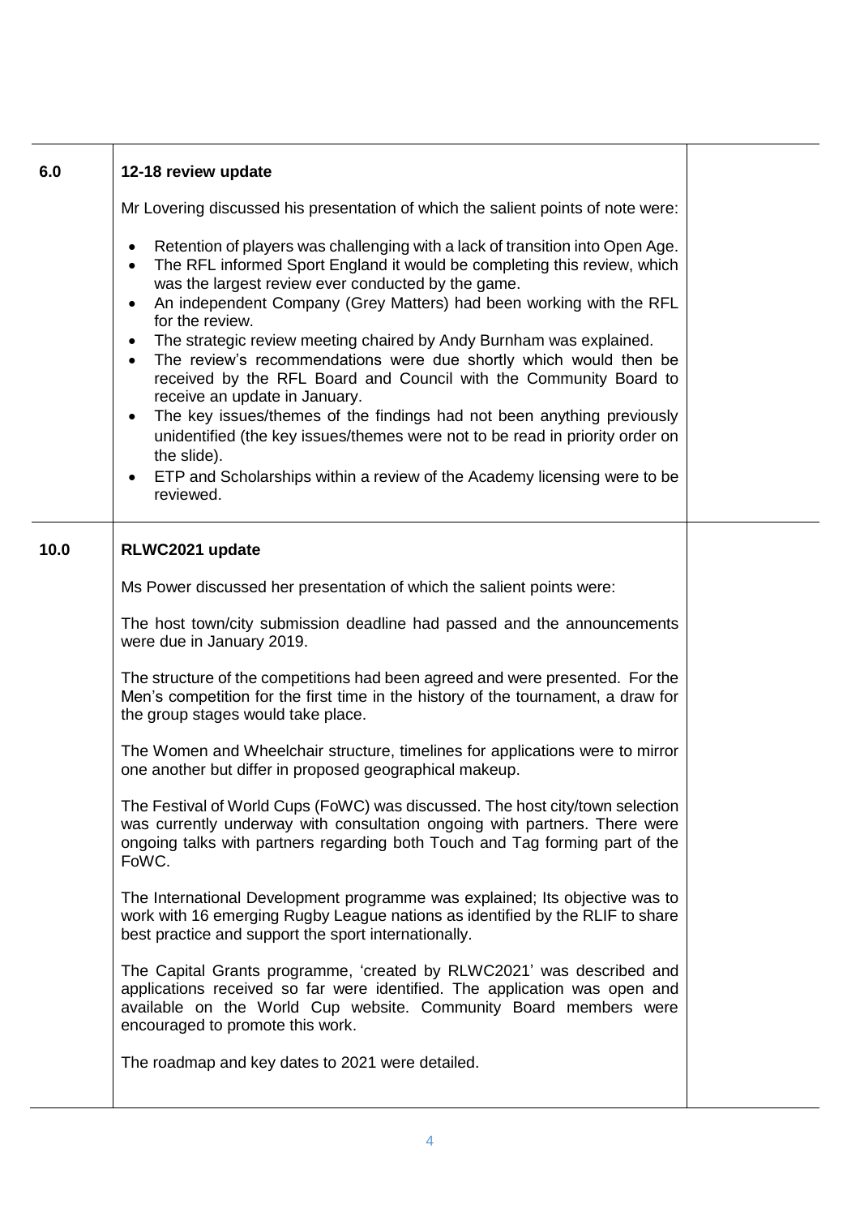| | | |
|---|---|---|
| **6.0** | **12-18 review update**<br><br>Mr Lovering discussed his presentation of which the salient points of note were:<br><br>• Retention of players was challenging with a lack of transition into Open Age.<br>• The RFL informed Sport England it would be completing this review, which was the largest review ever conducted by the game.<br>• An independent Company (Grey Matters) had been working with the RFL for the review.<br>• The strategic review meeting chaired by Andy Burnham was explained.<br>• The review's recommendations were due shortly which would then be received by the RFL Board and Council with the Community Board to receive an update in January.<br>• The key issues/themes of the findings had not been anything previously unidentified (the key issues/themes were not to be read in priority order on the slide).<br>• ETP and Scholarships within a review of the Academy licensing were to be reviewed. | |
| **10.0** | **RLWC2021 update**<br><br>Ms Power discussed her presentation of which the salient points were:<br><br>The host town/city submission deadline had passed and the announcements were due in January 2019.<br><br>The structure of the competitions had been agreed and were presented. For the Men's competition for the first time in the history of the tournament, a draw for the group stages would take place.<br><br>The Women and Wheelchair structure, timelines for applications were to mirror one another but differ in proposed geographical makeup.<br><br>The Festival of World Cups (FoWC) was discussed. The host city/town selection was currently underway with consultation ongoing with partners. There were ongoing talks with partners regarding both Touch and Tag forming part of the FoWC.<br><br>The International Development programme was explained; Its objective was to work with 16 emerging Rugby League nations as identified by the RLIF to share best practice and support the sport internationally.<br><br>The Capital Grants programme, 'created by RLWC2021' was described and applications received so far were identified. The application was open and available on the World Cup website. Community Board members were encouraged to promote this work.<br><br>The roadmap and key dates to 2021 were detailed. | |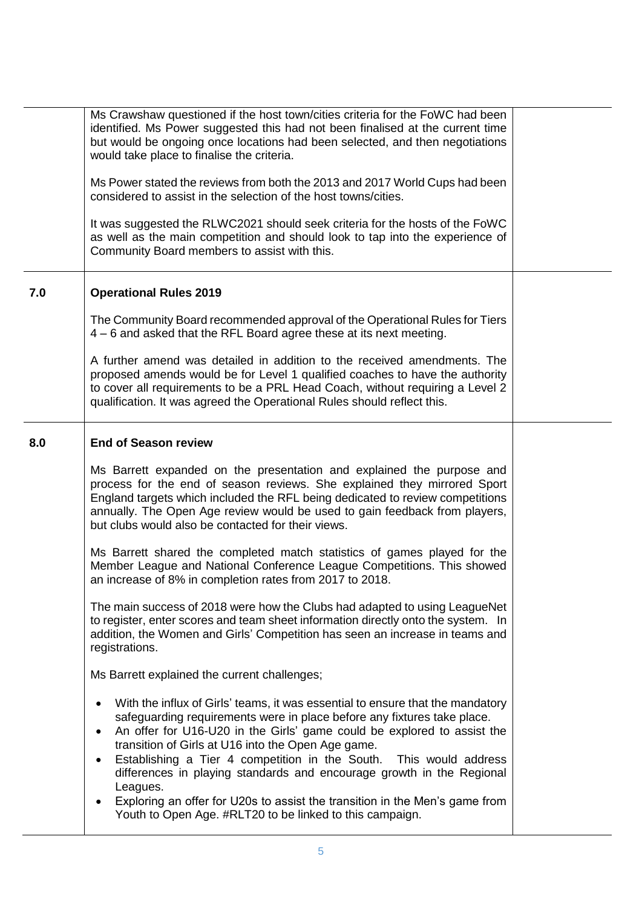| | | |
|---|---|---|
| | Ms Crawshaw questioned if the host town/cities criteria for the FoWC had been identified. Ms Power suggested this had not been finalised at the current time but would be ongoing once locations had been selected, and then negotiations would take place to finalise the criteria.<br><br>Ms Power stated the reviews from both the 2013 and 2017 World Cups had been considered to assist in the selection of the host towns/cities.<br><br>It was suggested the RLWC2021 should seek criteria for the hosts of the FoWC as well as the main competition and should look to tap into the experience of Community Board members to assist with this. | |
| **7.0** | **Operational Rules 2019**<br><br>The Community Board recommended approval of the Operational Rules for Tiers 4 – 6 and asked that the RFL Board agree these at its next meeting.<br><br>A further amend was detailed in addition to the received amendments. The proposed amends would be for Level 1 qualified coaches to have the authority to cover all requirements to be a PRL Head Coach, without requiring a Level 2 qualification. It was agreed the Operational Rules should reflect this. | |
| **8.0** | **End of Season review**<br><br>Ms Barrett expanded on the presentation and explained the purpose and process for the end of season reviews. She explained they mirrored Sport England targets which included the RFL being dedicated to review competitions annually. The Open Age review would be used to gain feedback from players, but clubs would also be contacted for their views.<br><br>Ms Barrett shared the completed match statistics of games played for the Member League and National Conference League Competitions. This showed an increase of 8% in completion rates from 2017 to 2018.<br><br>The main success of 2018 were how the Clubs had adapted to using LeagueNet to register, enter scores and team sheet information directly onto the system. In addition, the Women and Girls' Competition has seen an increase in teams and registrations.<br><br>Ms Barrett explained the current challenges;<br><br>• With the influx of Girls' teams, it was essential to ensure that the mandatory safeguarding requirements were in place before any fixtures take place.<br>• An offer for U16-U20 in the Girls' game could be explored to assist the transition of Girls at U16 into the Open Age game.<br>• Establishing a Tier 4 competition in the South. This would address differences in playing standards and encourage growth in the Regional Leagues.<br>• Exploring an offer for U20s to assist the transition in the Men's game from Youth to Open Age. #RLT20 to be linked to this campaign. | |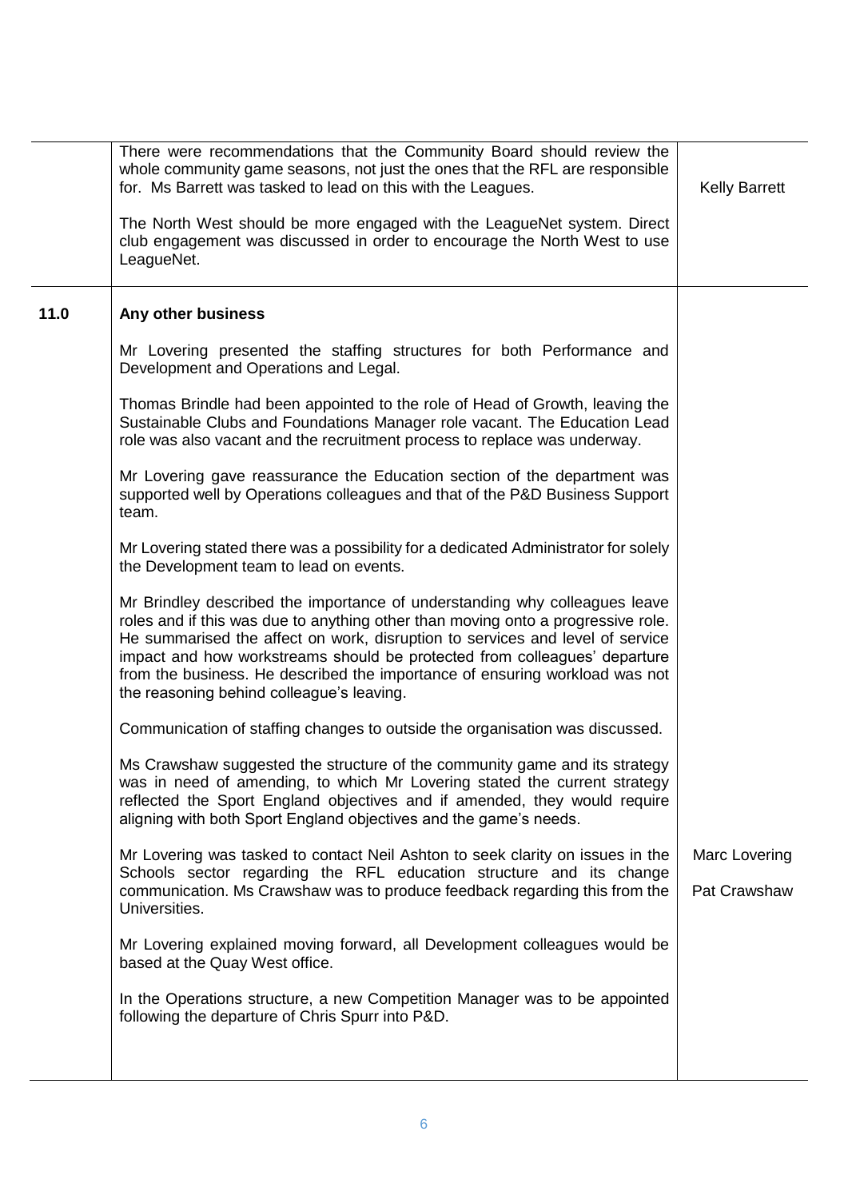| | | |
|---|---|---|
| | There were recommendations that the Community Board should review the whole community game seasons, not just the ones that the RFL are responsible for. Ms Barrett was tasked to lead on this with the Leagues.<br><br>The North West should be more engaged with the LeagueNet system. Direct club engagement was discussed in order to encourage the North West to use LeagueNet. | Kelly Barrett |
| **11.0** | **Any other business**<br><br>Mr Lovering presented the staffing structures for both Performance and Development and Operations and Legal.<br><br>Thomas Brindle had been appointed to the role of Head of Growth, leaving the Sustainable Clubs and Foundations Manager role vacant. The Education Lead role was also vacant and the recruitment process to replace was underway.<br><br>Mr Lovering gave reassurance the Education section of the department was supported well by Operations colleagues and that of the P&D Business Support team.<br><br>Mr Lovering stated there was a possibility for a dedicated Administrator for solely the Development team to lead on events.<br><br>Mr Brindley described the importance of understanding why colleagues leave roles and if this was due to anything other than moving onto a progressive role. He summarised the affect on work, disruption to services and level of service impact and how workstreams should be protected from colleagues' departure from the business. He described the importance of ensuring workload was not the reasoning behind colleague's leaving.<br><br>Communication of staffing changes to outside the organisation was discussed.<br><br>Ms Crawshaw suggested the structure of the community game and its strategy was in need of amending, to which Mr Lovering stated the current strategy reflected the Sport England objectives and if amended, they would require aligning with both Sport England objectives and the game's needs.<br><br>Mr Lovering was tasked to contact Neil Ashton to seek clarity on issues in the Schools sector regarding the RFL education structure and its change communication. Ms Crawshaw was to produce feedback regarding this from the Universities.<br><br>Mr Lovering explained moving forward, all Development colleagues would be based at the Quay West office.<br><br>In the Operations structure, a new Competition Manager was to be appointed following the departure of Chris Spurr into P&D. | Marc Lovering<br><br>Pat Crawshaw |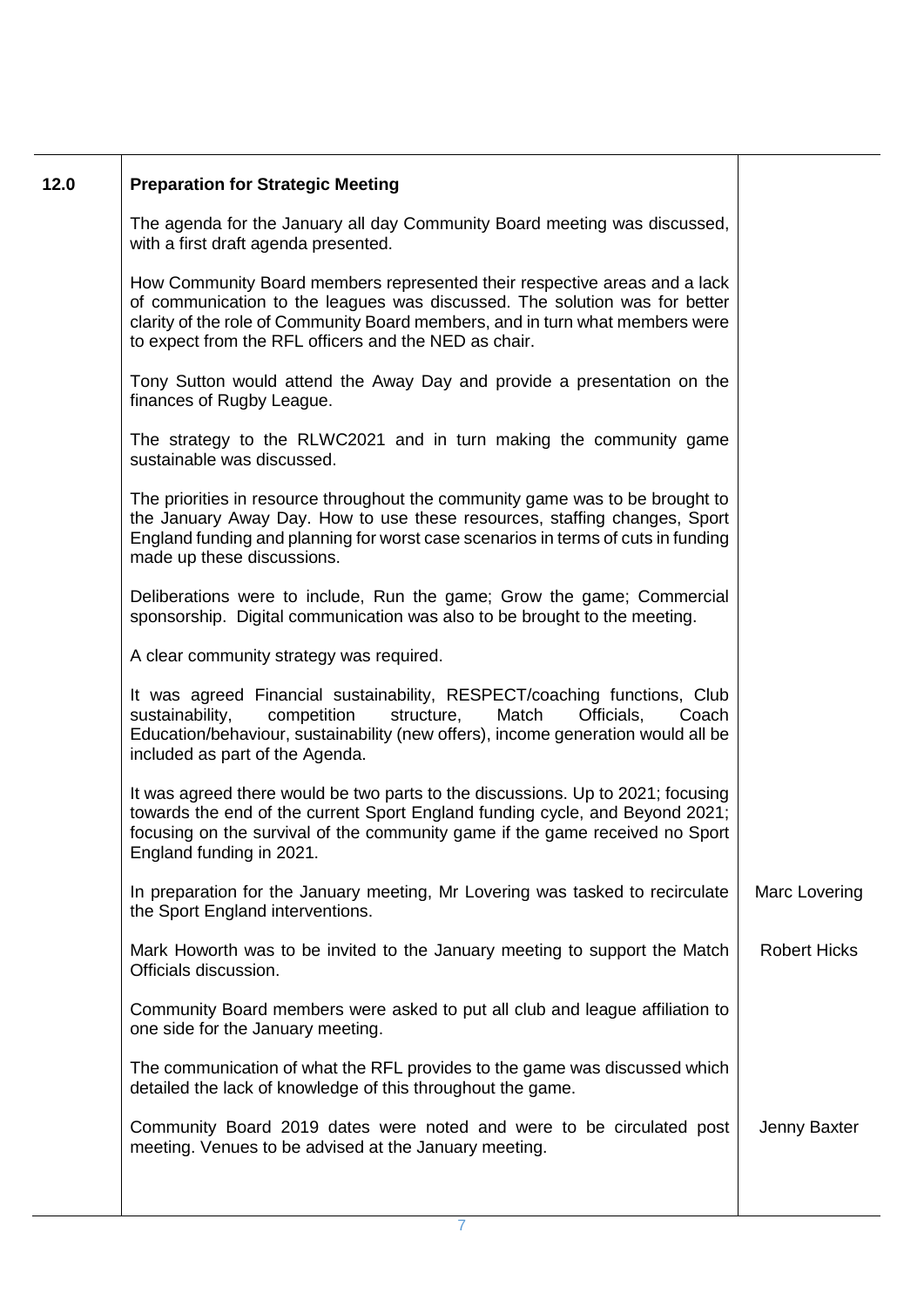| | | |
|---|---|---|
| 12.0 | **Preparation for Strategic Meeting** | |
| | The agenda for the January all day Community Board meeting was discussed, with a first draft agenda presented. | |
| | How Community Board members represented their respective areas and a lack of communication to the leagues was discussed. The solution was for better clarity of the role of Community Board members, and in turn what members were to expect from the RFL officers and the NED as chair. | |
| | Tony Sutton would attend the Away Day and provide a presentation on the finances of Rugby League. | |
| | The strategy to the RLWC2021 and in turn making the community game sustainable was discussed. | |
| | The priorities in resource throughout the community game was to be brought to the January Away Day. How to use these resources, staffing changes, Sport England funding and planning for worst case scenarios in terms of cuts in funding made up these discussions. | |
| | Deliberations were to include, Run the game; Grow the game; Commercial sponsorship. Digital communication was also to be brought to the meeting. | |
| | A clear community strategy was required. | |
| | It was agreed Financial sustainability, RESPECT/coaching functions, Club sustainability, competition structure, Match Officials, Coach Education/behaviour, sustainability (new offers), income generation would all be included as part of the Agenda. | |
| | It was agreed there would be two parts to the discussions. Up to 2021; focusing towards the end of the current Sport England funding cycle, and Beyond 2021; focusing on the survival of the community game if the game received no Sport England funding in 2021. | |
| | In preparation for the January meeting, Mr Lovering was tasked to recirculate the Sport England interventions. | Marc Lovering |
| | Mark Howorth was to be invited to the January meeting to support the Match Officials discussion. | Robert Hicks |
| | Community Board members were asked to put all club and league affiliation to one side for the January meeting. | |
| | The communication of what the RFL provides to the game was discussed which detailed the lack of knowledge of this throughout the game. | |
| | Community Board 2019 dates were noted and were to be circulated post meeting. Venues to be advised at the January meeting. | Jenny Baxter |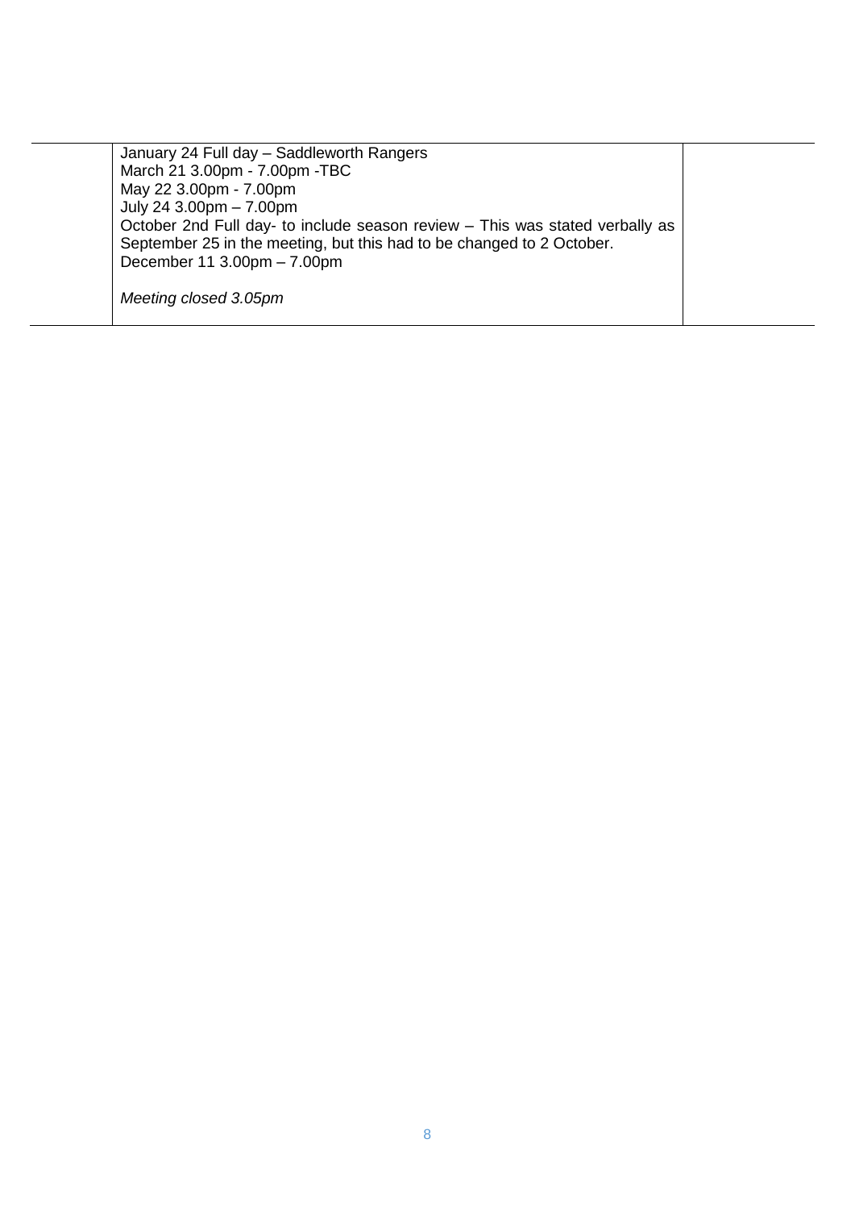| | | |
|---|---|---|
| | January 24 Full day – Saddleworth Rangers<br>March 21 3.00pm - 7.00pm -TBC<br>May 22 3.00pm - 7.00pm<br>July 24 3.00pm – 7.00pm<br>October 2nd Full day- to include season review – This was stated verbally as September 25 in the meeting, but this had to be changed to 2 October.<br>December 11 3.00pm – 7.00pm<br><br>*Meeting closed 3.05pm* | |